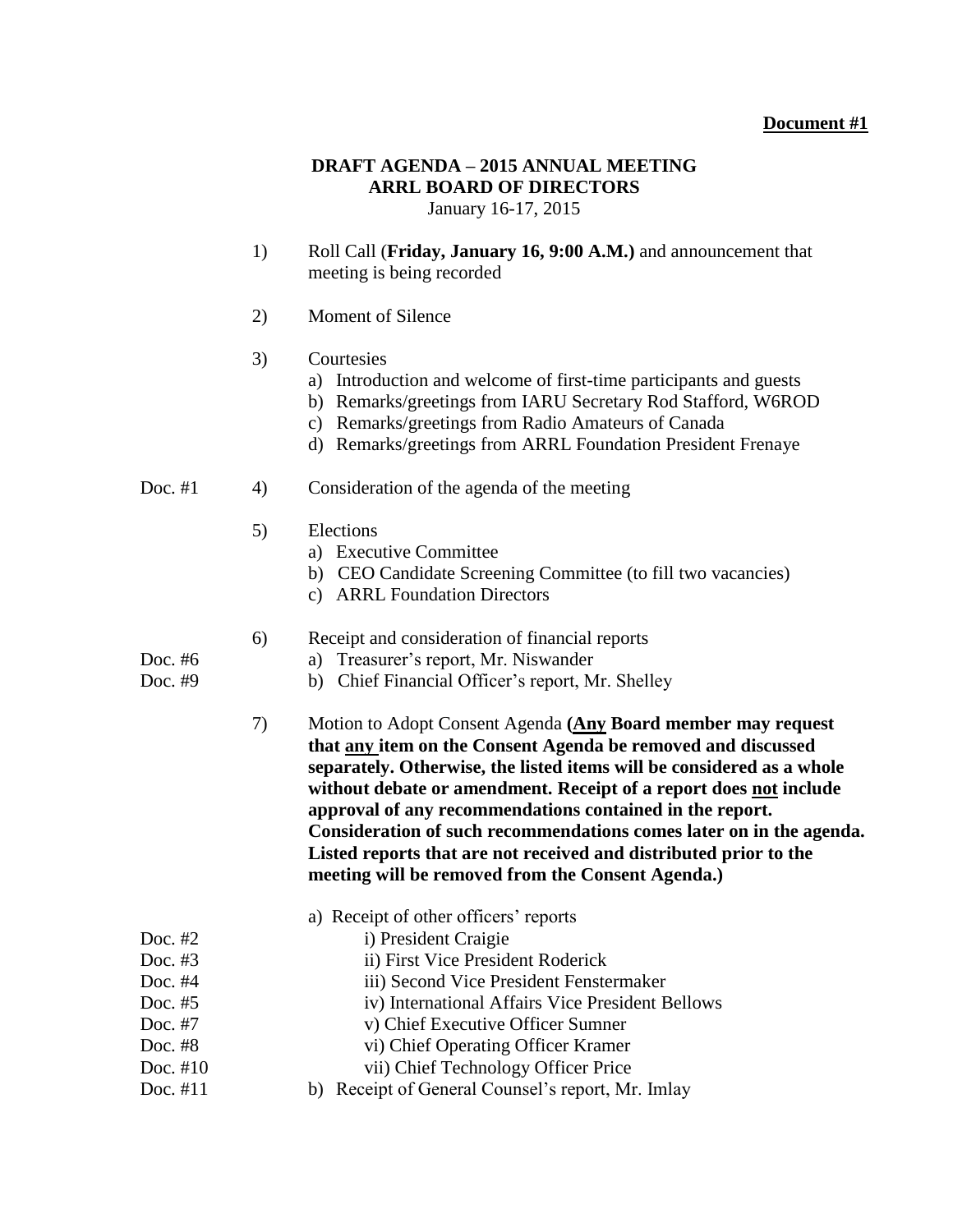**Document #1**

# DRAFT AGENDA – 2015 ANNUAL MEETING
## ARRL BOARD OF DIRECTORS

January 16-17, 2015

1) Roll Call (**Friday, January 16, 9:00 A.M.**) and announcement that meeting is being recorded

2) Moment of Silence

3) Courtesies
   - a) Introduction and welcome of first-time participants and guests
   - b) Remarks/greetings from IARU Secretary Rod Stafford, W6ROD
   - c) Remarks/greetings from Radio Amateurs of Canada
   - d) Remarks/greetings from ARRL Foundation President Frenaye

Doc. #1 — 4) Consideration of the agenda of the meeting

5) Elections
   - a) Executive Committee
   - b) CEO Candidate Screening Committee (to fill two vacancies)
   - c) ARRL Foundation Directors

6) Receipt and consideration of financial reports
   - Doc. #6 — a) Treasurer's report, Mr. Niswander
   - Doc. #9 — b) Chief Financial Officer's report, Mr. Shelley

7) Motion to Adopt Consent Agenda **(Any Board member may request that any item on the Consent Agenda be removed and discussed separately. Otherwise, the listed items will be considered as a whole without debate or amendment. Receipt of a report does not include approval of any recommendations contained in the report. Consideration of such recommendations comes later on in the agenda. Listed reports that are not received and distributed prior to the meeting will be removed from the Consent Agenda.)**

   - a) Receipt of other officers' reports
     - Doc. #2 — i) President Craigie
     - Doc. #3 — ii) First Vice President Roderick
     - Doc. #4 — iii) Second Vice President Fenstermaker
     - Doc. #5 — iv) International Affairs Vice President Bellows
     - Doc. #7 — v) Chief Executive Officer Sumner
     - Doc. #8 — vi) Chief Operating Officer Kramer
     - Doc. #10 — vii) Chief Technology Officer Price
   - Doc. #11 — b) Receipt of General Counsel's report, Mr. Imlay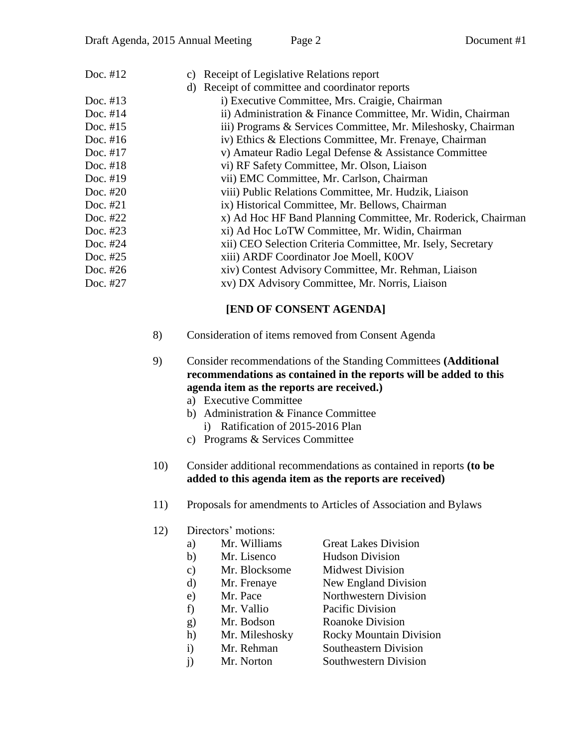| | |
|---|---|
| Doc. #12 | c) Receipt of Legislative Relations report |
| | d) Receipt of committee and coordinator reports |
| Doc. #13 | i) Executive Committee, Mrs. Craigie, Chairman |
| Doc. #14 | ii) Administration & Finance Committee, Mr. Widin, Chairman |
| Doc. #15 | iii) Programs & Services Committee, Mr. Mileshosky, Chairman |
| Doc. #16 | iv) Ethics & Elections Committee, Mr. Frenaye, Chairman |
| Doc. #17 | v) Amateur Radio Legal Defense & Assistance Committee |
| Doc. #18 | vi) RF Safety Committee, Mr. Olson, Liaison |
| Doc. #19 | vii) EMC Committee, Mr. Carlson, Chairman |
| Doc. #20 | viii) Public Relations Committee, Mr. Hudzik, Liaison |
| Doc. #21 | ix) Historical Committee, Mr. Bellows, Chairman |
| Doc. #22 | x) Ad Hoc HF Band Planning Committee, Mr. Roderick, Chairman |
| Doc. #23 | xi) Ad Hoc LoTW Committee, Mr. Widin, Chairman |
| Doc. #24 | xii) CEO Selection Criteria Committee, Mr. Isely, Secretary |
| Doc. #25 | xiii) ARDF Coordinator Joe Moell, K0OV |
| Doc. #26 | xiv) Contest Advisory Committee, Mr. Rehman, Liaison |
| Doc. #27 | xv) DX Advisory Committee, Mr. Norris, Liaison |

**[END OF CONSENT AGENDA]**

8) Consideration of items removed from Consent Agenda

9) Consider recommendations of the Standing Committees **(Additional recommendations as contained in the reports will be added to this agenda item as the reports are received.)**
   a) Executive Committee
   b) Administration & Finance Committee
      i) Ratification of 2015-2016 Plan
   c) Programs & Services Committee

10) Consider additional recommendations as contained in reports **(to be added to this agenda item as the reports are received)**

11) Proposals for amendments to Articles of Association and Bylaws

12) Directors' motions:

| | | |
|---|---|---|
| a) | Mr. Williams | Great Lakes Division |
| b) | Mr. Lisenco | Hudson Division |
| c) | Mr. Blocksome | Midwest Division |
| d) | Mr. Frenaye | New England Division |
| e) | Mr. Pace | Northwestern Division |
| f) | Mr. Vallio | Pacific Division |
| g) | Mr. Bodson | Roanoke Division |
| h) | Mr. Mileshosky | Rocky Mountain Division |
| i) | Mr. Rehman | Southeastern Division |
| j) | Mr. Norton | Southwestern Division |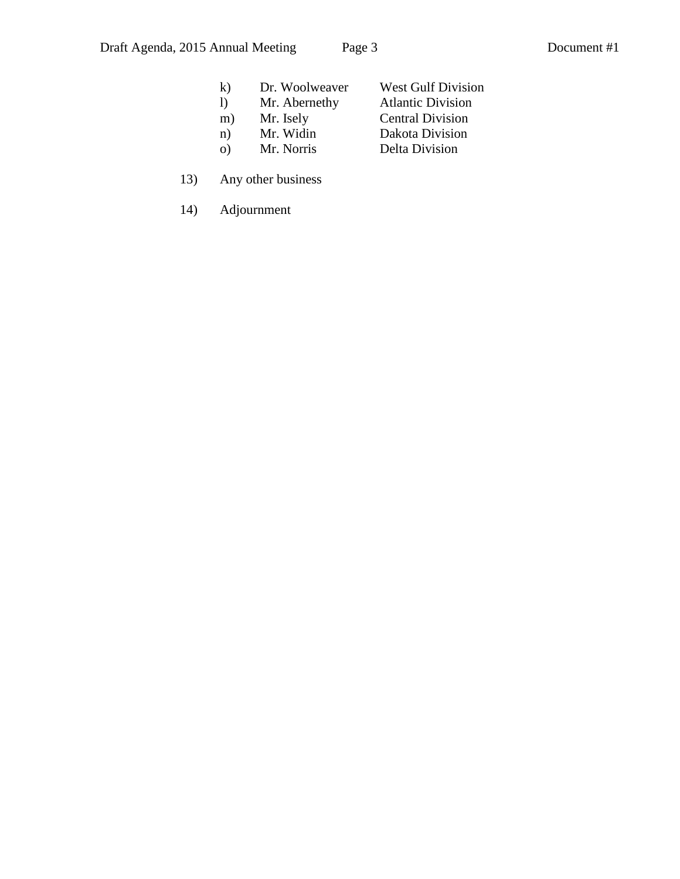k) Dr. Woolweaver — West Gulf Division
l) Mr. Abernethy — Atlantic Division
m) Mr. Isely — Central Division
n) Mr. Widin — Dakota Division
o) Mr. Norris — Delta Division

13) Any other business

14) Adjournment